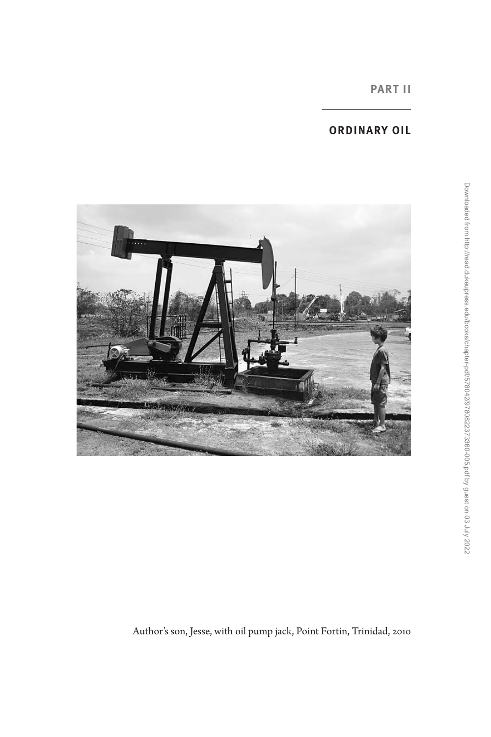# PART II

## ORDINARY OIL

Author's son, Jesse, with oil pump jack, Point Fortin, Trinidad, 2010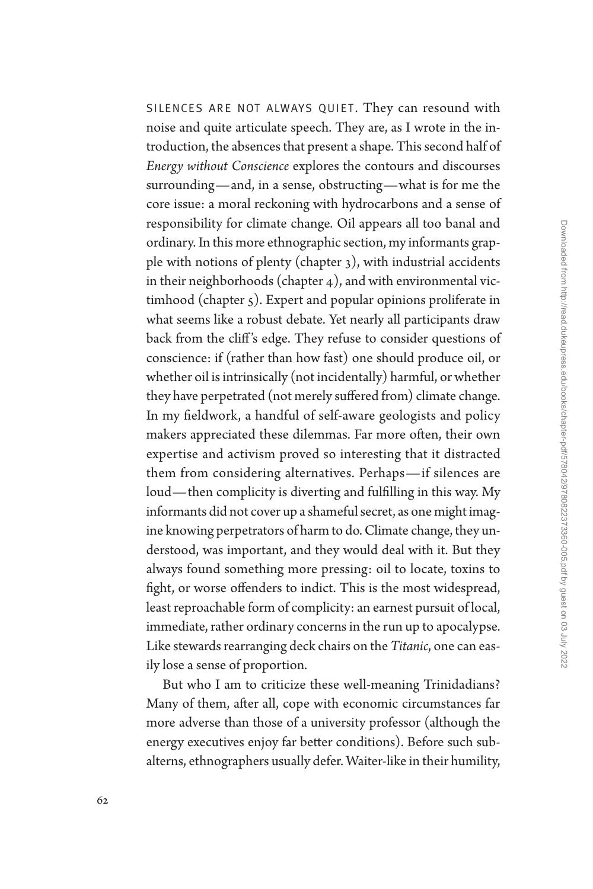SILENCES ARE NOT ALWAYS QUIET. They can resound with noise and quite articulate speech. They are, as I wrote in the introduction, the absences that present a shape. This second half of *Energy without Conscience* explores the contours and discourses surrounding—and, in a sense, obstructing—what is for me the core issue: a moral reckoning with hydrocarbons and a sense of responsibility for climate change. Oil appears all too banal and ordinary. In this more ethnographic section, my informants grapple with notions of plenty (chapter 3), with industrial accidents in their neighborhoods (chapter 4), and with environmental victimhood (chapter 5). Expert and popular opinions proliferate in what seems like a robust debate. Yet nearly all participants draw back from the cliff's edge. They refuse to consider questions of conscience: if (rather than how fast) one should produce oil, or whether oil is intrinsically (not incidentally) harmful, or whether they have perpetrated (not merely suffered from) climate change. In my fieldwork, a handful of self-aware geologists and policy makers appreciated these dilemmas. Far more often, their own expertise and activism proved so interesting that it distracted them from considering alternatives. Perhaps—if silences are loud—then complicity is diverting and fulfilling in this way. My informants did not cover up a shameful secret, as one might imagine knowing perpetrators of harm to do. Climate change, they understood, was important, and they would deal with it. But they always found something more pressing: oil to locate, toxins to fight, or worse offenders to indict. This is the most widespread, least reproachable form of complicity: an earnest pursuit of local, immediate, rather ordinary concerns in the run up to apocalypse. Like stewards rearranging deck chairs on the *Titanic*, one can easily lose a sense of proportion.

But who I am to criticize these well-meaning Trinidadians? Many of them, after all, cope with economic circumstances far more adverse than those of a university professor (although the energy executives enjoy far better conditions). Before such subalterns, ethnographers usually defer. Waiter-like in their humility,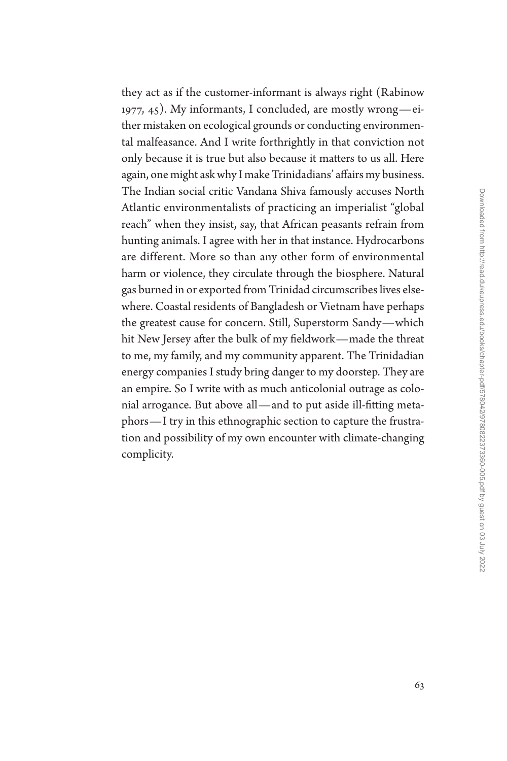they act as if the customer-informant is always right (Rabinow 1977, 45). My informants, I concluded, are mostly wrong—either mistaken on ecological grounds or conducting environmental malfeasance. And I write forthrightly in that conviction not only because it is true but also because it matters to us all. Here again, one might ask why I make Trinidadians' affairs my business. The Indian social critic Vandana Shiva famously accuses North Atlantic environmentalists of practicing an imperialist "global reach" when they insist, say, that African peasants refrain from hunting animals. I agree with her in that instance. Hydrocarbons are different. More so than any other form of environmental harm or violence, they circulate through the biosphere. Natural gas burned in or exported from Trinidad circumscribes lives elsewhere. Coastal residents of Bangladesh or Vietnam have perhaps the greatest cause for concern. Still, Superstorm Sandy—which hit New Jersey after the bulk of my fieldwork—made the threat to me, my family, and my community apparent. The Trinidadian energy companies I study bring danger to my doorstep. They are an empire. So I write with as much anticolonial outrage as colonial arrogance. But above all—and to put aside ill-fitting metaphors—I try in this ethnographic section to capture the frustration and possibility of my own encounter with climate-changing complicity.